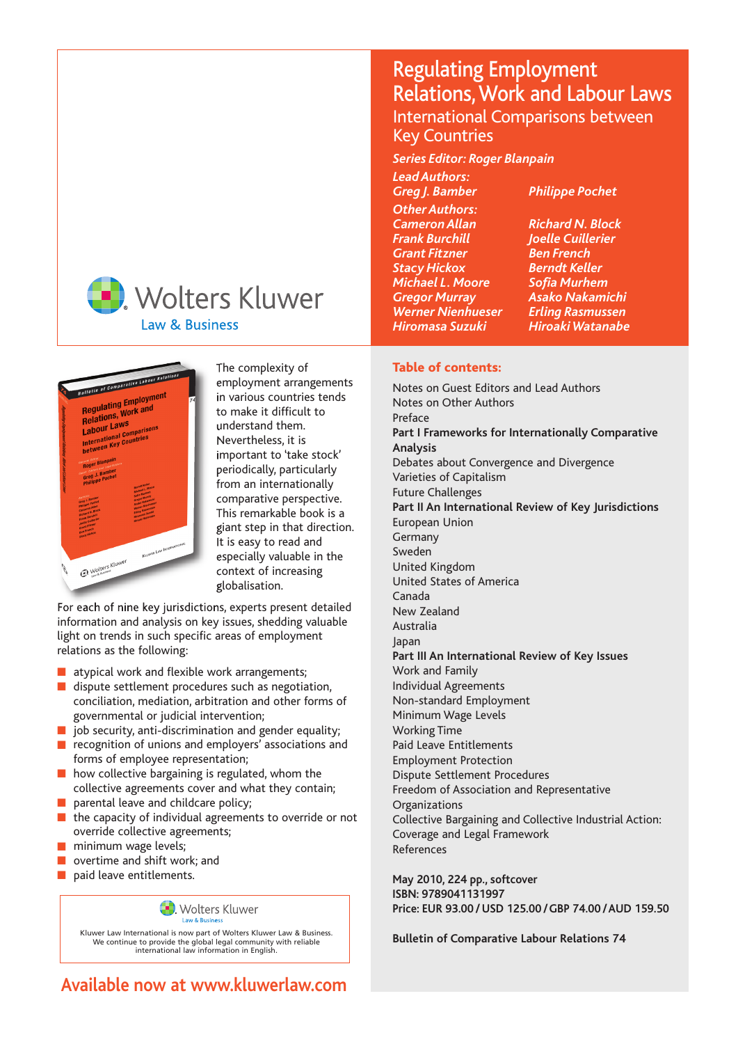Wolters Kluwer

Law & Business

# Regulating Employment Relations, Work and Labour Laws

## International Comparisons between Key Countries

*Series Editor: Roger Blanpain*

*Lead Authors:*

*Greg J. Bamber* | *Philippe Pochet*

*Other Authors:*

*Cameron Allan* | *Richard N. Block*
*Frank Burchill* | *Joelle Cuillerier*
*Grant Fitzner* | *Ben French*
*Stacy Hickox* | *Berndt Keller*
*Michael L. Moore* | *Sofia Murhem*
*Gregor Murray* | *Asako Nakamichi*
*Werner Nienhueser* | *Erling Rasmussen*
*Hiromasa Suzuki* | *Hiroaki Watanabe*

The complexity of employment arrangements in various countries tends to make it difficult to understand them. Nevertheless, it is important to 'take stock' periodically, particularly from an internationally comparative perspective. This remarkable book is a giant step in that direction. It is easy to read and especially valuable in the context of increasing globalisation.

For each of nine key jurisdictions, experts present detailed information and analysis on key issues, shedding valuable light on trends in such specific areas of employment relations as the following:

- atypical work and flexible work arrangements;
- dispute settlement procedures such as negotiation, conciliation, mediation, arbitration and other forms of governmental or judicial intervention;
- job security, anti-discrimination and gender equality;
- recognition of unions and employers' associations and forms of employee representation;
- how collective bargaining is regulated, whom the collective agreements cover and what they contain;
- parental leave and childcare policy;
- the capacity of individual agreements to override or not override collective agreements;
- minimum wage levels;
- overtime and shift work; and
- paid leave entitlements.

Wolters Kluwer
Law & Business

Kluwer Law International is now part of Wolters Kluwer Law & Business. We continue to provide the global legal community with reliable international law information in English.

## Available now at www.kluwerlaw.com

### Table of contents:

Notes on Guest Editors and Lead Authors
Notes on Other Authors
Preface
**Part I Frameworks for Internationally Comparative Analysis**
Debates about Convergence and Divergence
Varieties of Capitalism
Future Challenges
**Part II An International Review of Key Jurisdictions**
European Union
Germany
Sweden
United Kingdom
United States of America
Canada
New Zealand
Australia
Japan
**Part III An International Review of Key Issues**
Work and Family
Individual Agreements
Non-standard Employment
Minimum Wage Levels
Working Time
Paid Leave Entitlements
Employment Protection
Dispute Settlement Procedures
Freedom of Association and Representative Organizations
Collective Bargaining and Collective Industrial Action: Coverage and Legal Framework
References

**May 2010, 224 pp., softcover**
**ISBN: 9789041131997**
**Price: EUR 93.00 / USD 125.00 / GBP 74.00 / AUD 159.50**

**Bulletin of Comparative Labour Relations 74**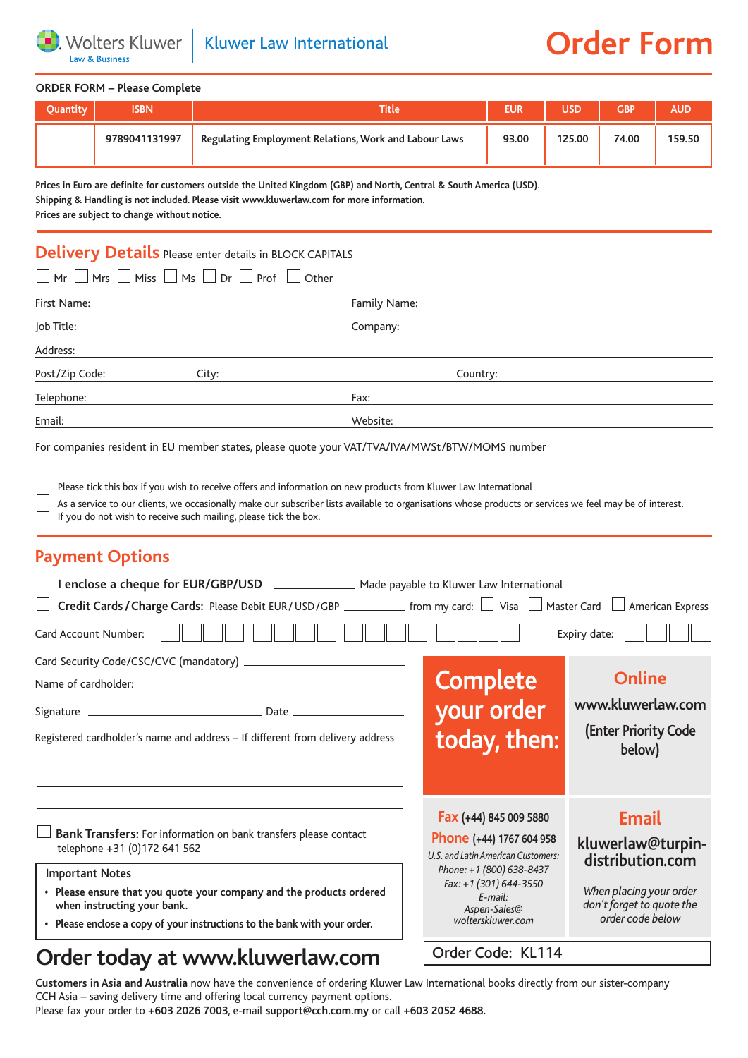Wolters Kluwer
Law & Business

Kluwer Law International

# Order Form

**ORDER FORM – Please Complete**

| Quantity | ISBN | Title | EUR | USD | GBP | AUD |
|---|---|---|---|---|---|---|
| | 9789041131997 | Regulating Employment Relations, Work and Labour Laws | 93.00 | 125.00 | 74.00 | 159.50 |

**Prices in Euro are definite for customers outside the United Kingdom (GBP) and North, Central & South America (USD).**
**Shipping & Handling is not included. Please visit www.kluwerlaw.com for more information.**
**Prices are subject to change without notice.**

## Delivery Details

Please enter details in BLOCK CAPITALS

☐ Mr ☐ Mrs ☐ Miss ☐ Ms ☐ Dr ☐ Prof ☐ Other

First Name: Family Name:

Job Title: Company:

Address:

Post/Zip Code: City: Country:

Telephone: Fax:

Email: Website:

For companies resident in EU member states, please quote your VAT/TVA/IVA/MWSt/BTW/MOMS number

☐ Please tick this box if you wish to receive offers and information on new products from Kluwer Law International

☐ As a service to our clients, we occasionally make our subscriber lists available to organisations whose products or services we feel may be of interest. If you do not wish to receive such mailing, please tick the box.

## Payment Options

☐ **I enclose a cheque for EUR/GBP/USD** ______ Made payable to Kluwer Law International

☐ **Credit Cards / Charge Cards:** Please Debit EUR / USD / GBP ______ from my card: ☐ Visa ☐ Master Card ☐ American Express

Card Account Number: Expiry date:

Card Security Code/CSC/CVC (mandatory)

Name of cardholder:

Signature Date

Registered cardholder's name and address – If different from delivery address

☐ **Bank Transfers:** For information on bank transfers please contact telephone +31 (0)172 641 562

**Important Notes**

- **Please ensure that you quote your company and the products ordered when instructing your bank.**
- **Please enclose a copy of your instructions to the bank with your order.**

**Complete your order today, then:**

**Online**
www.kluwerlaw.com
(Enter Priority Code below)

**Fax** (+44) 845 009 5880
**Phone** (+44) 1767 604 958
*U.S. and Latin American Customers:*
*Phone: +1 (800) 638-8437*
*Fax: +1 (301) 644-3550*
*E-mail:*
*Aspen-Sales@wolterskluwer.com*

**Email**
kluwerlaw@turpin-distribution.com
*When placing your order don't forget to quote the order code below*

Order Code: KL114

## Order today at www.kluwerlaw.com

**Customers in Asia and Australia** now have the convenience of ordering Kluwer Law International books directly from our sister-company CCH Asia – saving delivery time and offering local currency payment options.
Please fax your order to **+603 2026 7003**, e-mail **support@cch.com.my** or call **+603 2052 4688**.